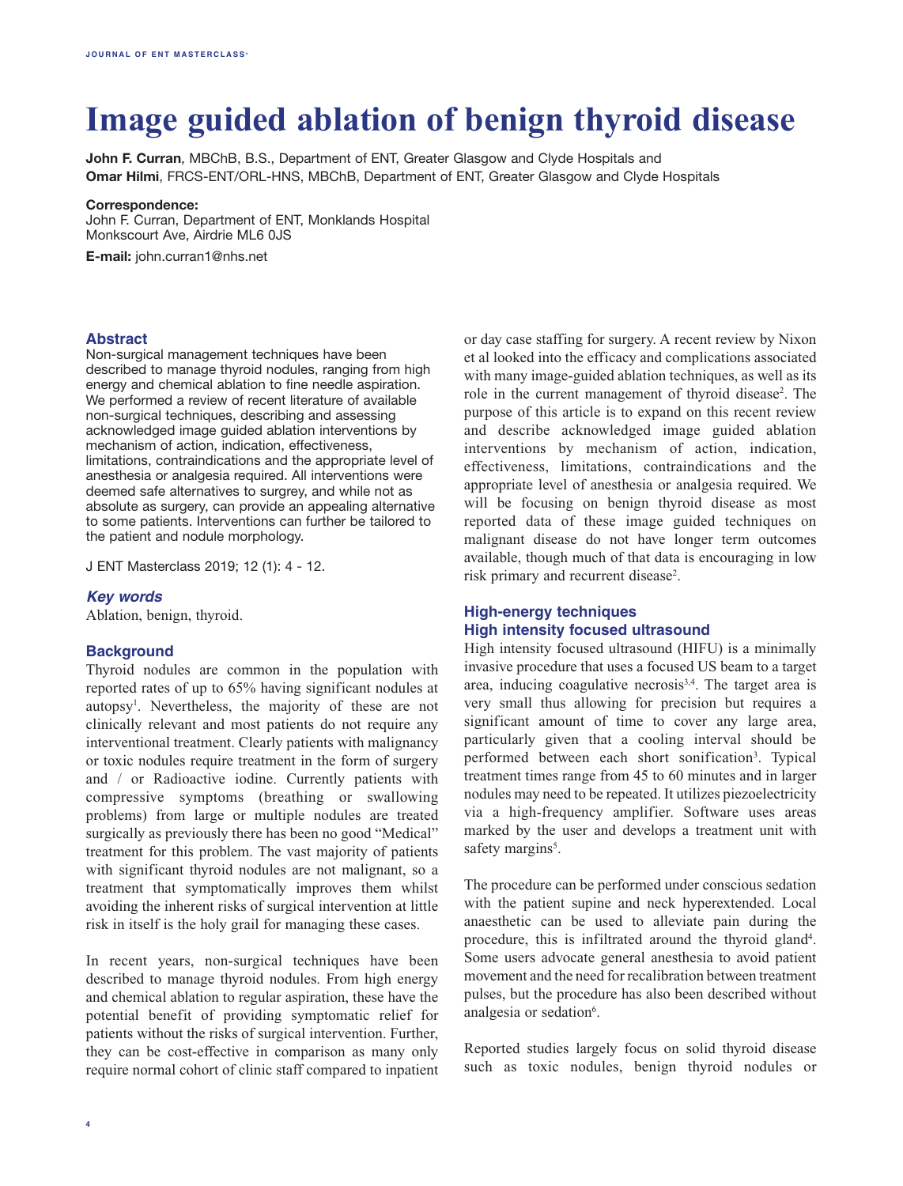# Image guided ablation of benign thyroid disease

**John F. Curran**, MBChB, B.S., Department of ENT, Greater Glasgow and Clyde Hospitals and
**Omar Hilmi**, FRCS-ENT/ORL-HNS, MBChB, Department of ENT, Greater Glasgow and Clyde Hospitals

**Correspondence:**
John F. Curran, Department of ENT, Monklands Hospital
Monkscourt Ave, Airdrie ML6 0JS

**E-mail:** john.curran1@nhs.net

## Abstract

Non-surgical management techniques have been described to manage thyroid nodules, ranging from high energy and chemical ablation to fine needle aspiration. We performed a review of recent literature of available non-surgical techniques, describing and assessing acknowledged image guided ablation interventions by mechanism of action, indication, effectiveness, limitations, contraindications and the appropriate level of anesthesia or analgesia required. All interventions were deemed safe alternatives to surgrey, and while not as absolute as surgery, can provide an appealing alternative to some patients. Interventions can further be tailored to the patient and nodule morphology.

J ENT Masterclass 2019; 12 (1): 4 - 12.

### *Key words*

Ablation, benign, thyroid.

## Background

Thyroid nodules are common in the population with reported rates of up to 65% having significant nodules at autopsy[1]. Nevertheless, the majority of these are not clinically relevant and most patients do not require any interventional treatment. Clearly patients with malignancy or toxic nodules require treatment in the form of surgery and / or Radioactive iodine. Currently patients with compressive symptoms (breathing or swallowing problems) from large or multiple nodules are treated surgically as previously there has been no good "Medical" treatment for this problem. The vast majority of patients with significant thyroid nodules are not malignant, so a treatment that symptomatically improves them whilst avoiding the inherent risks of surgical intervention at little risk in itself is the holy grail for managing these cases.

In recent years, non-surgical techniques have been described to manage thyroid nodules. From high energy and chemical ablation to regular aspiration, these have the potential benefit of providing symptomatic relief for patients without the risks of surgical intervention. Further, they can be cost-effective in comparison as many only require normal cohort of clinic staff compared to inpatient or day case staffing for surgery. A recent review by Nixon et al looked into the efficacy and complications associated with many image-guided ablation techniques, as well as its role in the current management of thyroid disease[2]. The purpose of this article is to expand on this recent review and describe acknowledged image guided ablation interventions by mechanism of action, indication, effectiveness, limitations, contraindications and the appropriate level of anesthesia or analgesia required. We will be focusing on benign thyroid disease as most reported data of these image guided techniques on malignant disease do not have longer term outcomes available, though much of that data is encouraging in low risk primary and recurrent disease[2].

## High-energy techniques

### High intensity focused ultrasound

High intensity focused ultrasound (HIFU) is a minimally invasive procedure that uses a focused US beam to a target area, inducing coagulative necrosis[3,4]. The target area is very small thus allowing for precision but requires a significant amount of time to cover any large area, particularly given that a cooling interval should be performed between each short sonification[3]. Typical treatment times range from 45 to 60 minutes and in larger nodules may need to be repeated. It utilizes piezoelectricity via a high-frequency amplifier. Software uses areas marked by the user and develops a treatment unit with safety margins[5].

The procedure can be performed under conscious sedation with the patient supine and neck hyperextended. Local anaesthetic can be used to alleviate pain during the procedure, this is infiltrated around the thyroid gland[4]. Some users advocate general anesthesia to avoid patient movement and the need for recalibration between treatment pulses, but the procedure has also been described without analgesia or sedation[6].

Reported studies largely focus on solid thyroid disease such as toxic nodules, benign thyroid nodules or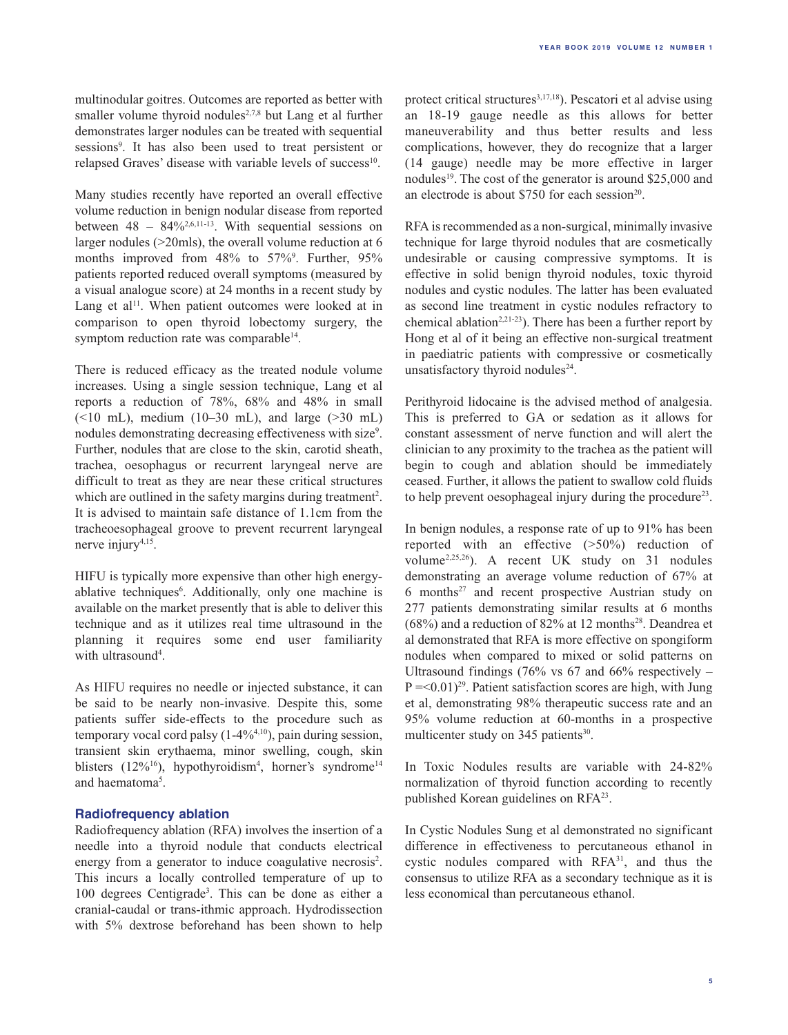multinodular goitres. Outcomes are reported as better with smaller volume thyroid nodules[2,7,8] but Lang et al further demonstrates larger nodules can be treated with sequential sessions[9]. It has also been used to treat persistent or relapsed Graves' disease with variable levels of success[10].

Many studies recently have reported an overall effective volume reduction in benign nodular disease from reported between 48 – 84%[2,6,11-13]. With sequential sessions on larger nodules (>20mls), the overall volume reduction at 6 months improved from 48% to 57%[9]. Further, 95% patients reported reduced overall symptoms (measured by a visual analogue score) at 24 months in a recent study by Lang et al[11]. When patient outcomes were looked at in comparison to open thyroid lobectomy surgery, the symptom reduction rate was comparable[14].

There is reduced efficacy as the treated nodule volume increases. Using a single session technique, Lang et al reports a reduction of 78%, 68% and 48% in small (<10 mL), medium (10–30 mL), and large (>30 mL) nodules demonstrating decreasing effectiveness with size[9]. Further, nodules that are close to the skin, carotid sheath, trachea, oesophagus or recurrent laryngeal nerve are difficult to treat as they are near these critical structures which are outlined in the safety margins during treatment[2]. It is advised to maintain safe distance of 1.1cm from the tracheoesophageal groove to prevent recurrent laryngeal nerve injury[4,15].

HIFU is typically more expensive than other high energy-ablative techniques[6]. Additionally, only one machine is available on the market presently that is able to deliver this technique and as it utilizes real time ultrasound in the planning it requires some end user familiarity with ultrasound[4].

As HIFU requires no needle or injected substance, it can be said to be nearly non-invasive. Despite this, some patients suffer side-effects to the procedure such as temporary vocal cord palsy (1-4%[4,10]), pain during session, transient skin erythaema, minor swelling, cough, skin blisters (12%[16]), hypothyroidism[4], horner's syndrome[14] and haematoma[5].

### Radiofrequency ablation

Radiofrequency ablation (RFA) involves the insertion of a needle into a thyroid nodule that conducts electrical energy from a generator to induce coagulative necrosis[2]. This incurs a locally controlled temperature of up to 100 degrees Centigrade[3]. This can be done as either a cranial-caudal or trans-ithmic approach. Hydrodissection with 5% dextrose beforehand has been shown to help protect critical structures[3,17,18]). Pescatori et al advise using an 18-19 gauge needle as this allows for better maneuverability and thus better results and less complications, however, they do recognize that a larger (14 gauge) needle may be more effective in larger nodules[19]. The cost of the generator is around $25,000 and an electrode is about $750 for each session[20].

RFA is recommended as a non-surgical, minimally invasive technique for large thyroid nodules that are cosmetically undesirable or causing compressive symptoms. It is effective in solid benign thyroid nodules, toxic thyroid nodules and cystic nodules. The latter has been evaluated as second line treatment in cystic nodules refractory to chemical ablation[2,21-23]). There has been a further report by Hong et al of it being an effective non-surgical treatment in paediatric patients with compressive or cosmetically unsatisfactory thyroid nodules[24].

Perithyroid lidocaine is the advised method of analgesia. This is preferred to GA or sedation as it allows for constant assessment of nerve function and will alert the clinician to any proximity to the trachea as the patient will begin to cough and ablation should be immediately ceased. Further, it allows the patient to swallow cold fluids to help prevent oesophageal injury during the procedure[23].

In benign nodules, a response rate of up to 91% has been reported with an effective (>50%) reduction of volume[2,25,26]). A recent UK study on 31 nodules demonstrating an average volume reduction of 67% at 6 months[27] and recent prospective Austrian study on 277 patients demonstrating similar results at 6 months (68%) and a reduction of 82% at 12 months[28]. Deandrea et al demonstrated that RFA is more effective on spongiform nodules when compared to mixed or solid patterns on Ultrasound findings (76% vs 67 and 66% respectively – P =<0.01)[29]. Patient satisfaction scores are high, with Jung et al, demonstrating 98% therapeutic success rate and an 95% volume reduction at 60-months in a prospective multicenter study on 345 patients[30].

In Toxic Nodules results are variable with 24-82% normalization of thyroid function according to recently published Korean guidelines on RFA[23].

In Cystic Nodules Sung et al demonstrated no significant difference in effectiveness to percutaneous ethanol in cystic nodules compared with RFA[31], and thus the consensus to utilize RFA as a secondary technique as it is less economical than percutaneous ethanol.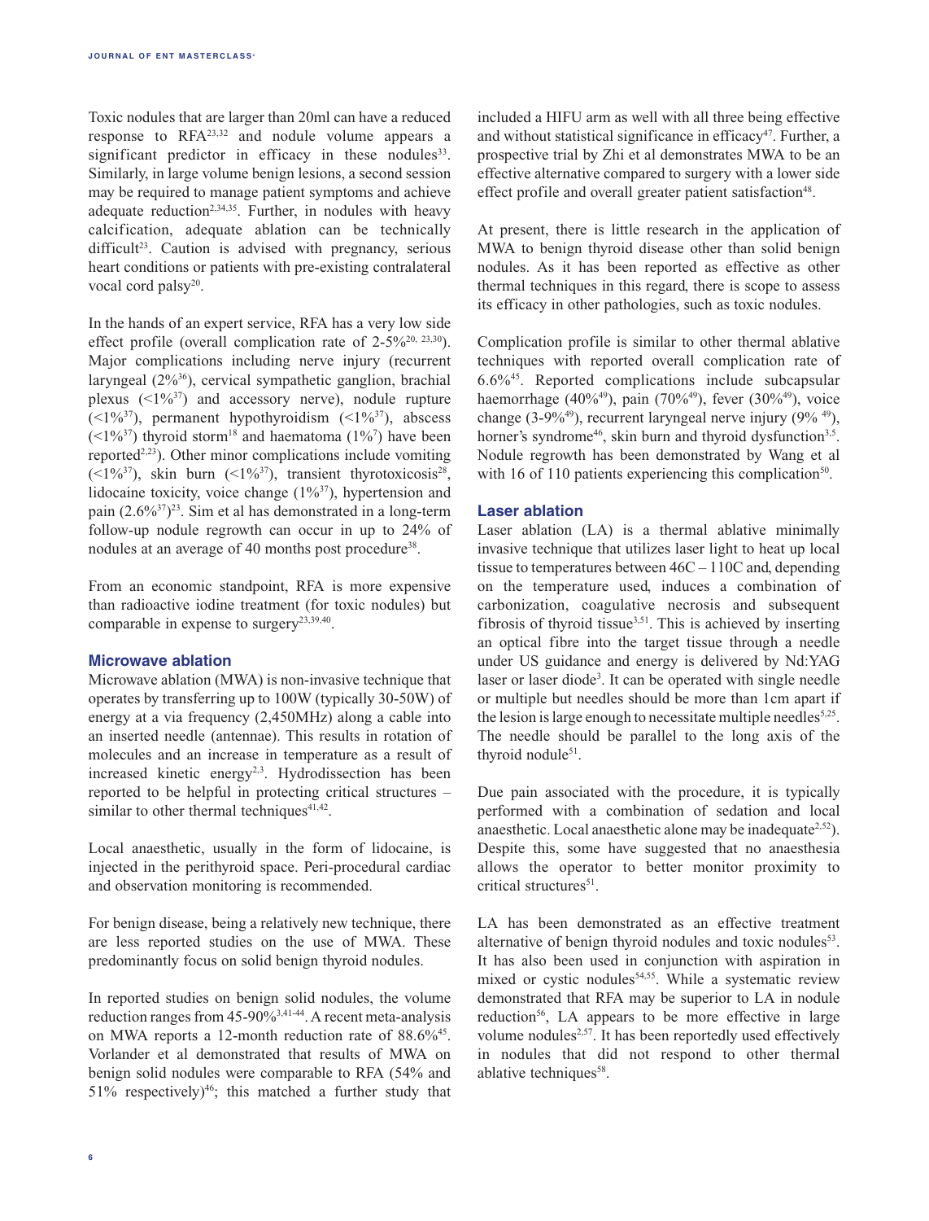Toxic nodules that are larger than 20ml can have a reduced response to RFA[23,32] and nodule volume appears a significant predictor in efficacy in these nodules[33]. Similarly, in large volume benign lesions, a second session may be required to manage patient symptoms and achieve adequate reduction[2,34,35]. Further, in nodules with heavy calcification, adequate ablation can be technically difficult[23]. Caution is advised with pregnancy, serious heart conditions or patients with pre-existing contralateral vocal cord palsy[20].

In the hands of an expert service, RFA has a very low side effect profile (overall complication rate of 2-5%[20, 23,30]). Major complications including nerve injury (recurrent laryngeal (2%[36]), cervical sympathetic ganglion, brachial plexus (<1%[37]) and accessory nerve), nodule rupture (<1%[37]), permanent hypothyroidism (<1%[37]), abscess (<1%[37]) thyroid storm[18] and haematoma (1%[7]) have been reported[2,23]). Other minor complications include vomiting (<1%[37]), skin burn (<1%[37]), transient thyrotoxicosis[28], lidocaine toxicity, voice change (1%[37]), hypertension and pain (2.6%[37])[23]. Sim et al has demonstrated in a long-term follow-up nodule regrowth can occur in up to 24% of nodules at an average of 40 months post procedure[38].

From an economic standpoint, RFA is more expensive than radioactive iodine treatment (for toxic nodules) but comparable in expense to surgery[23,39,40].

### Microwave ablation

Microwave ablation (MWA) is non-invasive technique that operates by transferring up to 100W (typically 30-50W) of energy at a via frequency (2,450MHz) along a cable into an inserted needle (antennae). This results in rotation of molecules and an increase in temperature as a result of increased kinetic energy[2,3]. Hydrodissection has been reported to be helpful in protecting critical structures – similar to other thermal techniques[41,42].

Local anaesthetic, usually in the form of lidocaine, is injected in the perithyroid space. Peri-procedural cardiac and observation monitoring is recommended.

For benign disease, being a relatively new technique, there are less reported studies on the use of MWA. These predominantly focus on solid benign thyroid nodules.

In reported studies on benign solid nodules, the volume reduction ranges from 45-90%[3,41-44]. A recent meta-analysis on MWA reports a 12-month reduction rate of 88.6%[45]. Vorlander et al demonstrated that results of MWA on benign solid nodules were comparable to RFA (54% and 51% respectively)[46]; this matched a further study that included a HIFU arm as well with all three being effective and without statistical significance in efficacy[47]. Further, a prospective trial by Zhi et al demonstrates MWA to be an effective alternative compared to surgery with a lower side effect profile and overall greater patient satisfaction[48].

At present, there is little research in the application of MWA to benign thyroid disease other than solid benign nodules. As it has been reported as effective as other thermal techniques in this regard, there is scope to assess its efficacy in other pathologies, such as toxic nodules.

Complication profile is similar to other thermal ablative techniques with reported overall complication rate of 6.6%[45]. Reported complications include subcapsular haemorrhage (40%[49]), pain (70%[49]), fever (30%[49]), voice change (3-9%[49]), recurrent laryngeal nerve injury (9% [49]), horner's syndrome[46], skin burn and thyroid dysfunction[3,5]. Nodule regrowth has been demonstrated by Wang et al with 16 of 110 patients experiencing this complication[50].

### Laser ablation

Laser ablation (LA) is a thermal ablative minimally invasive technique that utilizes laser light to heat up local tissue to temperatures between 46C – 110C and, depending on the temperature used, induces a combination of carbonization, coagulative necrosis and subsequent fibrosis of thyroid tissue[3,51]. This is achieved by inserting an optical fibre into the target tissue through a needle under US guidance and energy is delivered by Nd:YAG laser or laser diode[3]. It can be operated with single needle or multiple but needles should be more than 1cm apart if the lesion is large enough to necessitate multiple needles[5,25]. The needle should be parallel to the long axis of the thyroid nodule[51].

Due pain associated with the procedure, it is typically performed with a combination of sedation and local anaesthetic. Local anaesthetic alone may be inadequate[2,52]). Despite this, some have suggested that no anaesthesia allows the operator to better monitor proximity to critical structures[51].

LA has been demonstrated as an effective treatment alternative of benign thyroid nodules and toxic nodules[53]. It has also been used in conjunction with aspiration in mixed or cystic nodules[54,55]. While a systematic review demonstrated that RFA may be superior to LA in nodule reduction[56], LA appears to be more effective in large volume nodules[2,57]. It has been reportedly used effectively in nodules that did not respond to other thermal ablative techniques[58].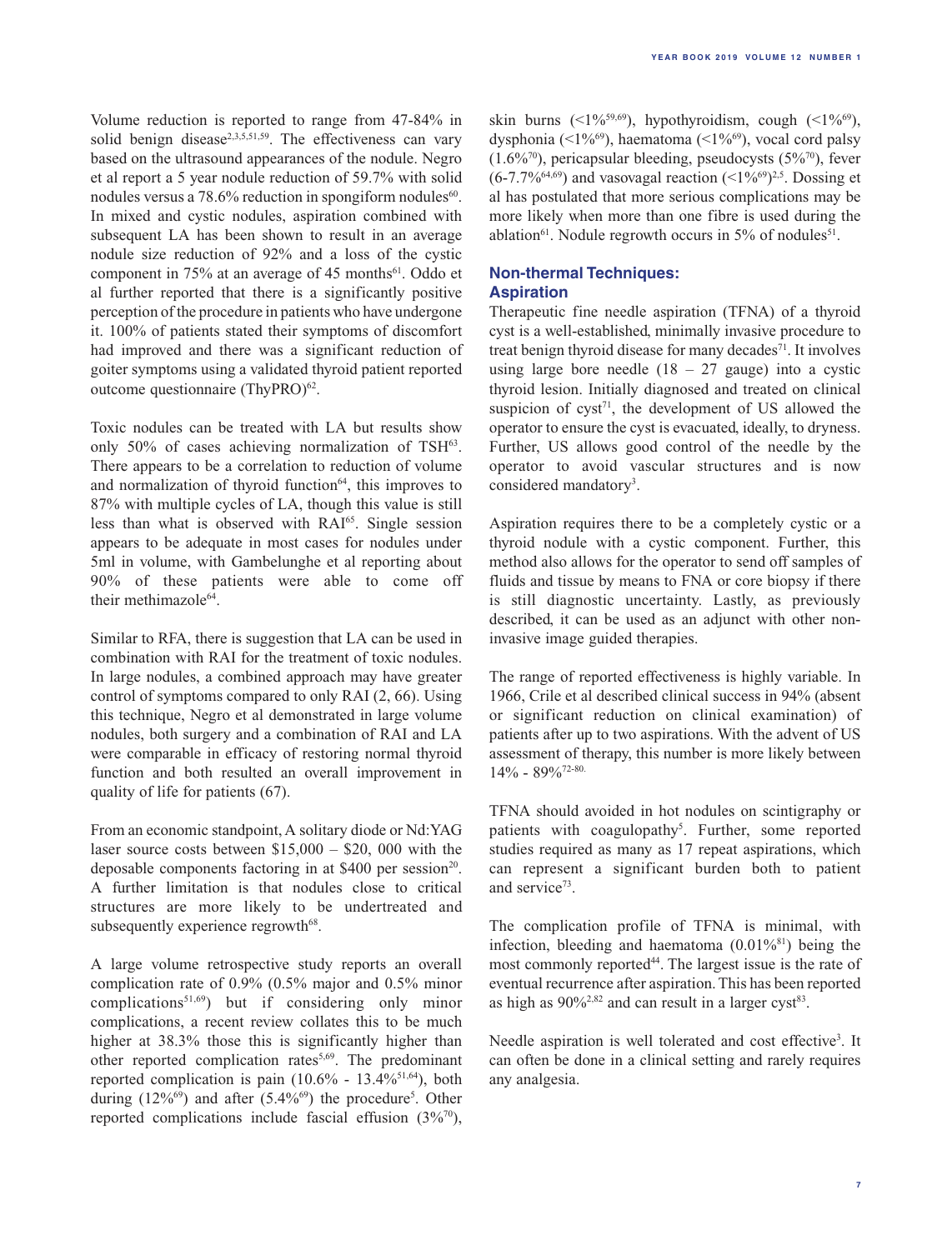Volume reduction is reported to range from 47-84% in solid benign disease[2,3,5,51,59]. The effectiveness can vary based on the ultrasound appearances of the nodule. Negro et al report a 5 year nodule reduction of 59.7% with solid nodules versus a 78.6% reduction in spongiform nodules[60]. In mixed and cystic nodules, aspiration combined with subsequent LA has been shown to result in an average nodule size reduction of 92% and a loss of the cystic component in 75% at an average of 45 months[61]. Oddo et al further reported that there is a significantly positive perception of the procedure in patients who have undergone it. 100% of patients stated their symptoms of discomfort had improved and there was a significant reduction of goiter symptoms using a validated thyroid patient reported outcome questionnaire (ThyPRO)[62].

Toxic nodules can be treated with LA but results show only 50% of cases achieving normalization of TSH[63]. There appears to be a correlation to reduction of volume and normalization of thyroid function[64], this improves to 87% with multiple cycles of LA, though this value is still less than what is observed with RAI[65]. Single session appears to be adequate in most cases for nodules under 5ml in volume, with Gambelunghe et al reporting about 90% of these patients were able to come off their methimazole[64].

Similar to RFA, there is suggestion that LA can be used in combination with RAI for the treatment of toxic nodules. In large nodules, a combined approach may have greater control of symptoms compared to only RAI (2, 66). Using this technique, Negro et al demonstrated in large volume nodules, both surgery and a combination of RAI and LA were comparable in efficacy of restoring normal thyroid function and both resulted an overall improvement in quality of life for patients (67).

From an economic standpoint, A solitary diode or Nd:YAG laser source costs between $15,000 – $20, 000 with the deposable components factoring in at $400 per session[20]. A further limitation is that nodules close to critical structures are more likely to be undertreated and subsequently experience regrowth[68].

A large volume retrospective study reports an overall complication rate of 0.9% (0.5% major and 0.5% minor complications[51,69]) but if considering only minor complications, a recent review collates this to be much higher at 38.3% those this is significantly higher than other reported complication rates[5,69]. The predominant reported complication is pain (10.6% - 13.4%[51,64]), both during (12%[69]) and after (5.4%[69]) the procedure[5]. Other reported complications include fascial effusion (3%[70]), skin burns (<1%[59,69]), hypothyroidism, cough (<1%[69]), dysphonia (<1%[69]), haematoma (<1%[69]), vocal cord palsy (1.6%[70]), pericapsular bleeding, pseudocysts (5%[70]), fever (6-7.7%[64,69]) and vasovagal reaction (<1%[69])[2,5]. Dossing et al has postulated that more serious complications may be more likely when more than one fibre is used during the ablation[61]. Nodule regrowth occurs in 5% of nodules[51].

## Non-thermal Techniques: Aspiration

Therapeutic fine needle aspiration (TFNA) of a thyroid cyst is a well-established, minimally invasive procedure to treat benign thyroid disease for many decades[71]. It involves using large bore needle (18 – 27 gauge) into a cystic thyroid lesion. Initially diagnosed and treated on clinical suspicion of cyst[71], the development of US allowed the operator to ensure the cyst is evacuated, ideally, to dryness. Further, US allows good control of the needle by the operator to avoid vascular structures and is now considered mandatory[3].

Aspiration requires there to be a completely cystic or a thyroid nodule with a cystic component. Further, this method also allows for the operator to send off samples of fluids and tissue by means to FNA or core biopsy if there is still diagnostic uncertainty. Lastly, as previously described, it can be used as an adjunct with other non-invasive image guided therapies.

The range of reported effectiveness is highly variable. In 1966, Crile et al described clinical success in 94% (absent or significant reduction on clinical examination) of patients after up to two aspirations. With the advent of US assessment of therapy, this number is more likely between 14% - 89%[72-80].

TFNA should avoided in hot nodules on scintigraphy or patients with coagulopathy[5]. Further, some reported studies required as many as 17 repeat aspirations, which can represent a significant burden both to patient and service[73].

The complication profile of TFNA is minimal, with infection, bleeding and haematoma (0.01%[81]) being the most commonly reported[44]. The largest issue is the rate of eventual recurrence after aspiration. This has been reported as high as 90%[2,82] and can result in a larger cyst[83].

Needle aspiration is well tolerated and cost effective[3]. It can often be done in a clinical setting and rarely requires any analgesia.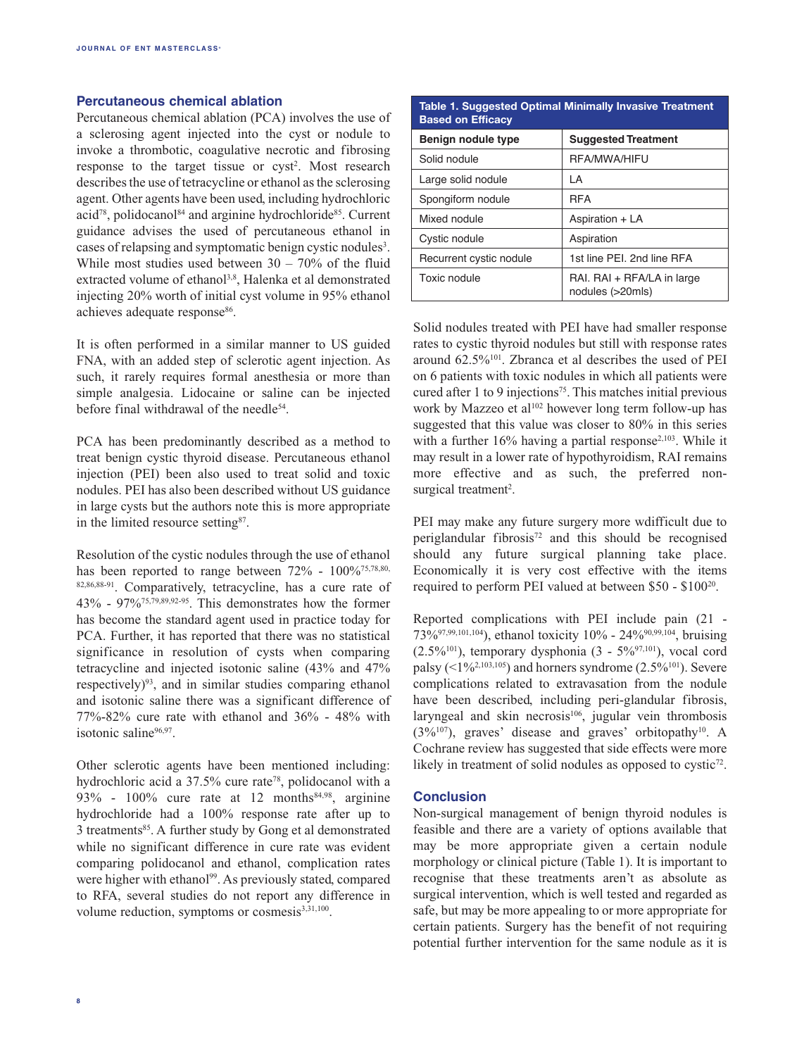## Percutaneous chemical ablation

Percutaneous chemical ablation (PCA) involves the use of a sclerosing agent injected into the cyst or nodule to invoke a thrombotic, coagulative necrotic and fibrosing response to the target tissue or cyst[2]. Most research describes the use of tetracycline or ethanol as the sclerosing agent. Other agents have been used, including hydrochloric acid[78], polidocanol[84] and arginine hydrochloride[85]. Current guidance advises the used of percutaneous ethanol in cases of relapsing and symptomatic benign cystic nodules[3]. While most studies used between 30 – 70% of the fluid extracted volume of ethanol[3,8], Halenka et al demonstrated injecting 20% worth of initial cyst volume in 95% ethanol achieves adequate response[86].

It is often performed in a similar manner to US guided FNA, with an added step of sclerotic agent injection. As such, it rarely requires formal anesthesia or more than simple analgesia. Lidocaine or saline can be injected before final withdrawal of the needle[54].

PCA has been predominantly described as a method to treat benign cystic thyroid disease. Percutaneous ethanol injection (PEI) been also used to treat solid and toxic nodules. PEI has also been described without US guidance in large cysts but the authors note this is more appropriate in the limited resource setting[87].

Resolution of the cystic nodules through the use of ethanol has been reported to range between 72% - 100%[75,78,80,82,86,88-91]. Comparatively, tetracycline, has a cure rate of 43% - 97%[75,79,89,92-95]. This demonstrates how the former has become the standard agent used in practice today for PCA. Further, it has reported that there was no statistical significance in resolution of cysts when comparing tetracycline and injected isotonic saline (43% and 47% respectively)[93], and in similar studies comparing ethanol and isotonic saline there was a significant difference of 77%-82% cure rate with ethanol and 36% - 48% with isotonic saline[96,97].

Other sclerotic agents have been mentioned including: hydrochloric acid a 37.5% cure rate[78], polidocanol with a 93% - 100% cure rate at 12 months[84,98], arginine hydrochloride had a 100% response rate after up to 3 treatments[85]. A further study by Gong et al demonstrated while no significant difference in cure rate was evident comparing polidocanol and ethanol, complication rates were higher with ethanol[99]. As previously stated, compared to RFA, several studies do not report any difference in volume reduction, symptoms or cosmesis[3,31,100].

**Table 1. Suggested Optimal Minimally Invasive Treatment Based on Efficacy**

| Benign nodule type | Suggested Treatment |
|---|---|
| Solid nodule | RFA/MWA/HIFU |
| Large solid nodule | LA |
| Spongiform nodule | RFA |
| Mixed nodule | Aspiration + LA |
| Cystic nodule | Aspiration |
| Recurrent cystic nodule | 1st line PEI. 2nd line RFA |
| Toxic nodule | RAI. RAI + RFA/LA in large nodules (>20mls) |

Solid nodules treated with PEI have had smaller response rates to cystic thyroid nodules but still with response rates around 62.5%[101]. Zbranca et al describes the used of PEI on 6 patients with toxic nodules in which all patients were cured after 1 to 9 injections[75]. This matches initial previous work by Mazzeo et al[102] however long term follow-up has suggested that this value was closer to 80% in this series with a further 16% having a partial response[2,103]. While it may result in a lower rate of hypothyroidism, RAI remains more effective and as such, the preferred non-surgical treatment[2].

PEI may make any future surgery more wdifficult due to periglandular fibrosis[72] and this should be recognised should any future surgical planning take place. Economically it is very cost effective with the items required to perform PEI valued at between $50 - $100[20].

Reported complications with PEI include pain (21 - 73%[97,99,101,104]), ethanol toxicity 10% - 24%[90,99,104], bruising (2.5%[101]), temporary dysphonia (3 - 5%[97,101]), vocal cord palsy (<1%[2,103,105]) and horners syndrome (2.5%[101]). Severe complications related to extravasation from the nodule have been described, including peri-glandular fibrosis, laryngeal and skin necrosis[106], jugular vein thrombosis (3%[107]), graves' disease and graves' orbitopathy[10]. A Cochrane review has suggested that side effects were more likely in treatment of solid nodules as opposed to cystic[72].

## Conclusion

Non-surgical management of benign thyroid nodules is feasible and there are a variety of options available that may be more appropriate given a certain nodule morphology or clinical picture (Table 1). It is important to recognise that these treatments aren't as absolute as surgical intervention, which is well tested and regarded as safe, but may be more appealing to or more appropriate for certain patients. Surgery has the benefit of not requiring potential further intervention for the same nodule as it is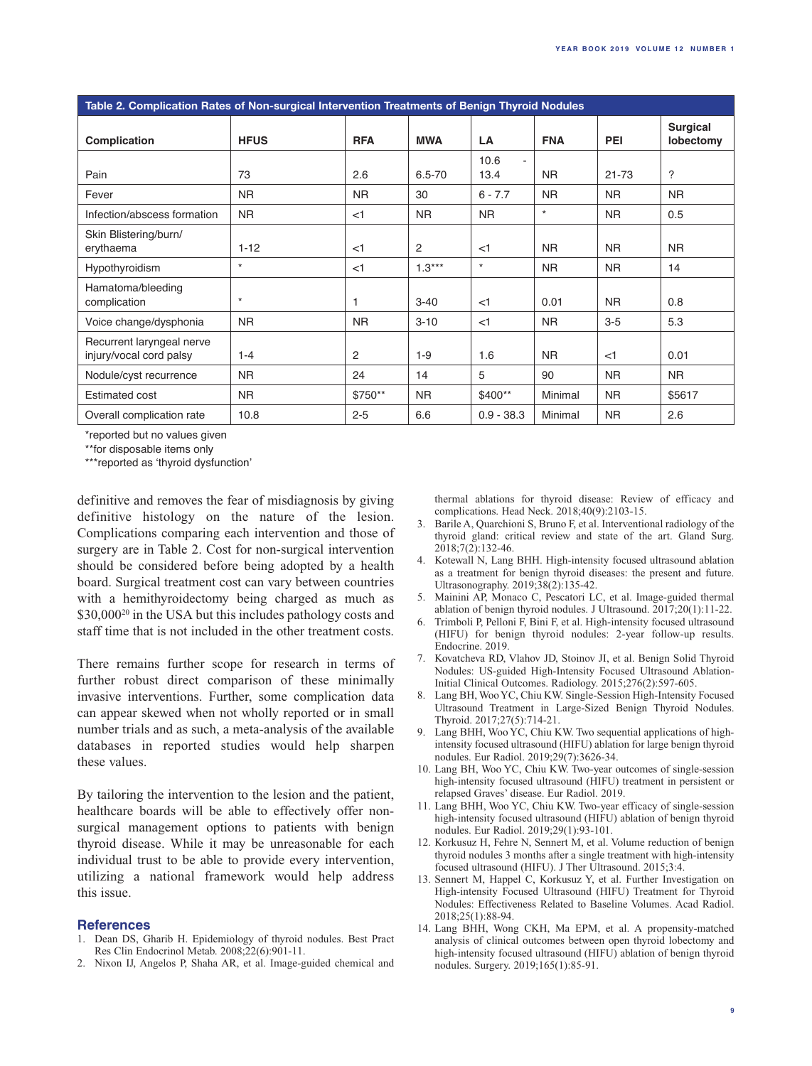**Table 2. Complication Rates of Non-surgical Intervention Treatments of Benign Thyroid Nodules**

| Complication | HFUS | RFA | MWA | LA | FNA | PEI | Surgical lobectomy |
|---|---|---|---|---|---|---|---|
| Pain | 73 | 2.6 | 6.5-70 | 10.6 - 13.4 | NR | 21-73 | ? |
| Fever | NR | NR | 30 | 6 - 7.7 | NR | NR | NR |
| Infection/abscess formation | NR | <1 | NR | NR | * | NR | 0.5 |
| Skin Blistering/burn/ erythaema | 1-12 | <1 | 2 | <1 | NR | NR | NR |
| Hypothyroidism | * | <1 | 1.3*** | * | NR | NR | 14 |
| Hamatoma/bleeding complication | * | 1 | 3-40 | <1 | 0.01 | NR | 0.8 |
| Voice change/dysphonia | NR | NR | 3-10 | <1 | NR | 3-5 | 5.3 |
| Recurrent laryngeal nerve injury/vocal cord palsy | 1-4 | 2 | 1-9 | 1.6 | NR | <1 | 0.01 |
| Nodule/cyst recurrence | NR | 24 | 14 | 5 | 90 | NR | NR |
| Estimated cost | NR | $750** | NR | $400** | Minimal | NR | $5617 |
| Overall complication rate | 10.8 | 2-5 | 6.6 | 0.9 - 38.3 | Minimal | NR | 2.6 |

*reported but no values given

**for disposable items only

***reported as 'thyroid dysfunction'

definitive and removes the fear of misdiagnosis by giving definitive histology on the nature of the lesion. Complications comparing each intervention and those of surgery are in Table 2. Cost for non-surgical intervention should be considered before being adopted by a health board. Surgical treatment cost can vary between countries with a hemithyroidectomy being charged as much as $30,000[20] in the USA but this includes pathology costs and staff time that is not included in the other treatment costs.

There remains further scope for research in terms of further robust direct comparison of these minimally invasive interventions. Further, some complication data can appear skewed when not wholly reported or in small number trials and as such, a meta-analysis of the available databases in reported studies would help sharpen these values.

By tailoring the intervention to the lesion and the patient, healthcare boards will be able to effectively offer non-surgical management options to patients with benign thyroid disease. While it may be unreasonable for each individual trust to be able to provide every intervention, utilizing a national framework would help address this issue.

## References

1. Dean DS, Gharib H. Epidemiology of thyroid nodules. Best Pract Res Clin Endocrinol Metab. 2008;22(6):901-11.
2. Nixon IJ, Angelos P, Shaha AR, et al. Image-guided chemical and thermal ablations for thyroid disease: Review of efficacy and complications. Head Neck. 2018;40(9):2103-15.
3. Barile A, Quarchioni S, Bruno F, et al. Interventional radiology of the thyroid gland: critical review and state of the art. Gland Surg. 2018;7(2):132-46.
4. Kotewall N, Lang BHH. High-intensity focused ultrasound ablation as a treatment for benign thyroid diseases: the present and future. Ultrasonography. 2019;38(2):135-42.
5. Mainini AP, Monaco C, Pescatori LC, et al. Image-guided thermal ablation of benign thyroid nodules. J Ultrasound. 2017;20(1):11-22.
6. Trimboli P, Pelloni F, Bini F, et al. High-intensity focused ultrasound (HIFU) for benign thyroid nodules: 2-year follow-up results. Endocrine. 2019.
7. Kovatcheva RD, Vlahov JD, Stoinov JI, et al. Benign Solid Thyroid Nodules: US-guided High-Intensity Focused Ultrasound Ablation-Initial Clinical Outcomes. Radiology. 2015;276(2):597-605.
8. Lang BH, Woo YC, Chiu KW. Single-Session High-Intensity Focused Ultrasound Treatment in Large-Sized Benign Thyroid Nodules. Thyroid. 2017;27(5):714-21.
9. Lang BHH, Woo YC, Chiu KW. Two sequential applications of high-intensity focused ultrasound (HIFU) ablation for large benign thyroid nodules. Eur Radiol. 2019;29(7):3626-34.
10. Lang BH, Woo YC, Chiu KW. Two-year outcomes of single-session high-intensity focused ultrasound (HIFU) treatment in persistent or relapsed Graves' disease. Eur Radiol. 2019.
11. Lang BHH, Woo YC, Chiu KW. Two-year efficacy of single-session high-intensity focused ultrasound (HIFU) ablation of benign thyroid nodules. Eur Radiol. 2019;29(1):93-101.
12. Korkusuz H, Fehre N, Sennert M, et al. Volume reduction of benign thyroid nodules 3 months after a single treatment with high-intensity focused ultrasound (HIFU). J Ther Ultrasound. 2015;3:4.
13. Sennert M, Happel C, Korkusuz Y, et al. Further Investigation on High-intensity Focused Ultrasound (HIFU) Treatment for Thyroid Nodules: Effectiveness Related to Baseline Volumes. Acad Radiol. 2018;25(1):88-94.
14. Lang BHH, Wong CKH, Ma EPM, et al. A propensity-matched analysis of clinical outcomes between open thyroid lobectomy and high-intensity focused ultrasound (HIFU) ablation of benign thyroid nodules. Surgery. 2019;165(1):85-91.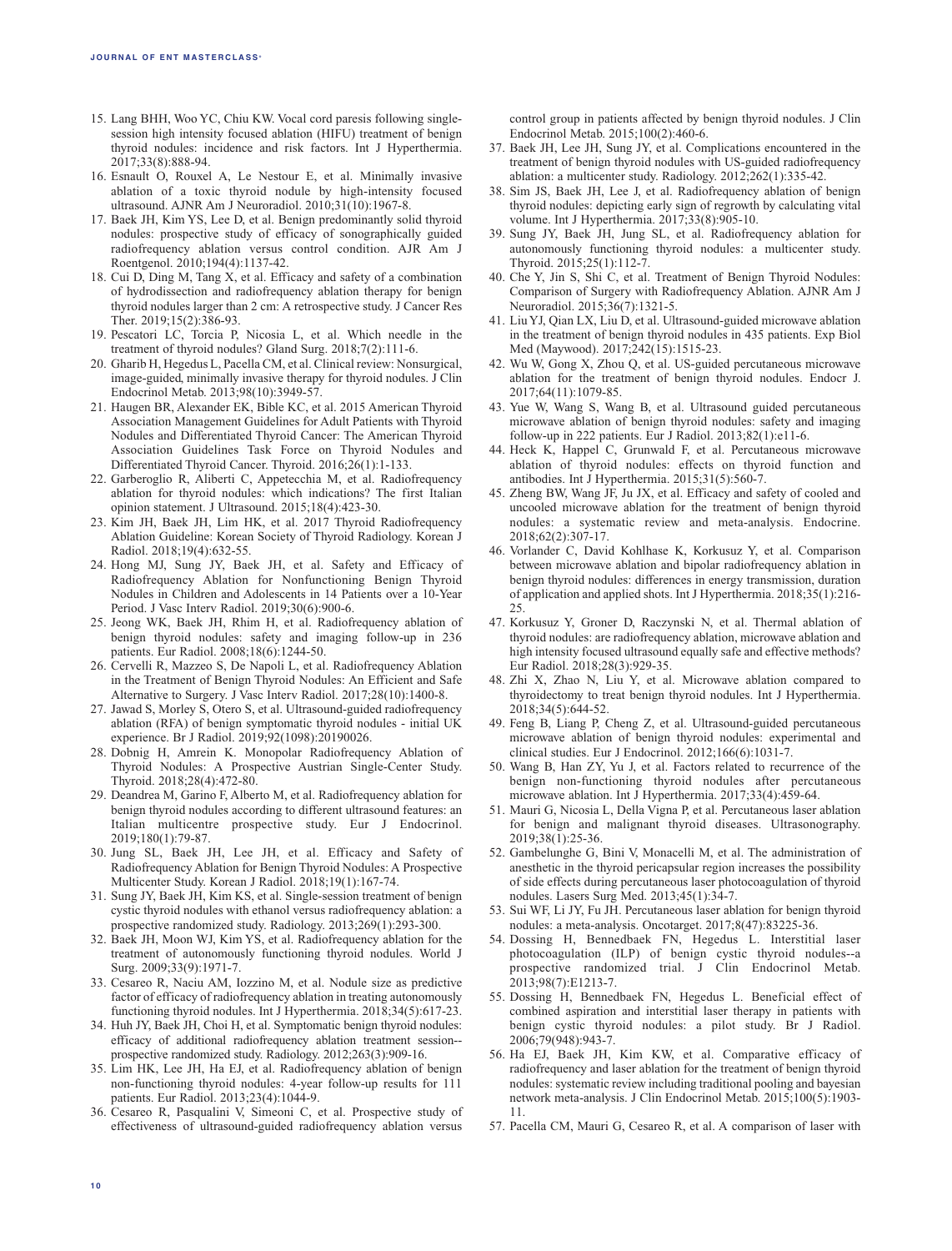15. Lang BHH, Woo YC, Chiu KW. Vocal cord paresis following single-session high intensity focused ablation (HIFU) treatment of benign thyroid nodules: incidence and risk factors. Int J Hyperthermia. 2017;33(8):888-94.
16. Esnault O, Rouxel A, Le Nestour E, et al. Minimally invasive ablation of a toxic thyroid nodule by high-intensity focused ultrasound. AJNR Am J Neuroradiol. 2010;31(10):1967-8.
17. Baek JH, Kim YS, Lee D, et al. Benign predominantly solid thyroid nodules: prospective study of efficacy of sonographically guided radiofrequency ablation versus control condition. AJR Am J Roentgenol. 2010;194(4):1137-42.
18. Cui D, Ding M, Tang X, et al. Efficacy and safety of a combination of hydrodissection and radiofrequency ablation therapy for benign thyroid nodules larger than 2 cm: A retrospective study. J Cancer Res Ther. 2019;15(2):386-93.
19. Pescatori LC, Torcia P, Nicosia L, et al. Which needle in the treatment of thyroid nodules? Gland Surg. 2018;7(2):111-6.
20. Gharib H, Hegedus L, Pacella CM, et al. Clinical review: Nonsurgical, image-guided, minimally invasive therapy for thyroid nodules. J Clin Endocrinol Metab. 2013;98(10):3949-57.
21. Haugen BR, Alexander EK, Bible KC, et al. 2015 American Thyroid Association Management Guidelines for Adult Patients with Thyroid Nodules and Differentiated Thyroid Cancer: The American Thyroid Association Guidelines Task Force on Thyroid Nodules and Differentiated Thyroid Cancer. Thyroid. 2016;26(1):1-133.
22. Garberoglio R, Aliberti C, Appetecchia M, et al. Radiofrequency ablation for thyroid nodules: which indications? The first Italian opinion statement. J Ultrasound. 2015;18(4):423-30.
23. Kim JH, Baek JH, Lim HK, et al. 2017 Thyroid Radiofrequency Ablation Guideline: Korean Society of Thyroid Radiology. Korean J Radiol. 2018;19(4):632-55.
24. Hong MJ, Sung JY, Baek JH, et al. Safety and Efficacy of Radiofrequency Ablation for Nonfunctioning Benign Thyroid Nodules in Children and Adolescents in 14 Patients over a 10-Year Period. J Vasc Interv Radiol. 2019;30(6):900-6.
25. Jeong WK, Baek JH, Rhim H, et al. Radiofrequency ablation of benign thyroid nodules: safety and imaging follow-up in 236 patients. Eur Radiol. 2008;18(6):1244-50.
26. Cervelli R, Mazzeo S, De Napoli L, et al. Radiofrequency Ablation in the Treatment of Benign Thyroid Nodules: An Efficient and Safe Alternative to Surgery. J Vasc Interv Radiol. 2017;28(10):1400-8.
27. Jawad S, Morley S, Otero S, et al. Ultrasound-guided radiofrequency ablation (RFA) of benign symptomatic thyroid nodules - initial UK experience. Br J Radiol. 2019;92(1098):20190026.
28. Dobnig H, Amrein K. Monopolar Radiofrequency Ablation of Thyroid Nodules: A Prospective Austrian Single-Center Study. Thyroid. 2018;28(4):472-80.
29. Deandrea M, Garino F, Alberto M, et al. Radiofrequency ablation for benign thyroid nodules according to different ultrasound features: an Italian multicentre prospective study. Eur J Endocrinol. 2019;180(1):79-87.
30. Jung SL, Baek JH, Lee JH, et al. Efficacy and Safety of Radiofrequency Ablation for Benign Thyroid Nodules: A Prospective Multicenter Study. Korean J Radiol. 2018;19(1):167-74.
31. Sung JY, Baek JH, Kim KS, et al. Single-session treatment of benign cystic thyroid nodules with ethanol versus radiofrequency ablation: a prospective randomized study. Radiology. 2013;269(1):293-300.
32. Baek JH, Moon WJ, Kim YS, et al. Radiofrequency ablation for the treatment of autonomously functioning thyroid nodules. World J Surg. 2009;33(9):1971-7.
33. Cesareo R, Naciu AM, Iozzino M, et al. Nodule size as predictive factor of efficacy of radiofrequency ablation in treating autonomously functioning thyroid nodules. Int J Hyperthermia. 2018;34(5):617-23.
34. Huh JY, Baek JH, Choi H, et al. Symptomatic benign thyroid nodules: efficacy of additional radiofrequency ablation treatment session--prospective randomized study. Radiology. 2012;263(3):909-16.
35. Lim HK, Lee JH, Ha EJ, et al. Radiofrequency ablation of benign non-functioning thyroid nodules: 4-year follow-up results for 111 patients. Eur Radiol. 2013;23(4):1044-9.
36. Cesareo R, Pasqualini V, Simeoni C, et al. Prospective study of effectiveness of ultrasound-guided radiofrequency ablation versus control group in patients affected by benign thyroid nodules. J Clin Endocrinol Metab. 2015;100(2):460-6.
37. Baek JH, Lee JH, Sung JY, et al. Complications encountered in the treatment of benign thyroid nodules with US-guided radiofrequency ablation: a multicenter study. Radiology. 2012;262(1):335-42.
38. Sim JS, Baek JH, Lee J, et al. Radiofrequency ablation of benign thyroid nodules: depicting early sign of regrowth by calculating vital volume. Int J Hyperthermia. 2017;33(8):905-10.
39. Sung JY, Baek JH, Jung SL, et al. Radiofrequency ablation for autonomously functioning thyroid nodules: a multicenter study. Thyroid. 2015;25(1):112-7.
40. Che Y, Jin S, Shi C, et al. Treatment of Benign Thyroid Nodules: Comparison of Surgery with Radiofrequency Ablation. AJNR Am J Neuroradiol. 2015;36(7):1321-5.
41. Liu YJ, Qian LX, Liu D, et al. Ultrasound-guided microwave ablation in the treatment of benign thyroid nodules in 435 patients. Exp Biol Med (Maywood). 2017;242(15):1515-23.
42. Wu W, Gong X, Zhou Q, et al. US-guided percutaneous microwave ablation for the treatment of benign thyroid nodules. Endocr J. 2017;64(11):1079-85.
43. Yue W, Wang S, Wang B, et al. Ultrasound guided percutaneous microwave ablation of benign thyroid nodules: safety and imaging follow-up in 222 patients. Eur J Radiol. 2013;82(1):e11-6.
44. Heck K, Happel C, Grunwald F, et al. Percutaneous microwave ablation of thyroid nodules: effects on thyroid function and antibodies. Int J Hyperthermia. 2015;31(5):560-7.
45. Zheng BW, Wang JF, Ju JX, et al. Efficacy and safety of cooled and uncooled microwave ablation for the treatment of benign thyroid nodules: a systematic review and meta-analysis. Endocrine. 2018;62(2):307-17.
46. Vorlander C, David Kohlhase K, Korkusuz Y, et al. Comparison between microwave ablation and bipolar radiofrequency ablation in benign thyroid nodules: differences in energy transmission, duration of application and applied shots. Int J Hyperthermia. 2018;35(1):216-25.
47. Korkusuz Y, Groner D, Raczynski N, et al. Thermal ablation of thyroid nodules: are radiofrequency ablation, microwave ablation and high intensity focused ultrasound equally safe and effective methods? Eur Radiol. 2018;28(3):929-35.
48. Zhi X, Zhao N, Liu Y, et al. Microwave ablation compared to thyroidectomy to treat benign thyroid nodules. Int J Hyperthermia. 2018;34(5):644-52.
49. Feng B, Liang P, Cheng Z, et al. Ultrasound-guided percutaneous microwave ablation of benign thyroid nodules: experimental and clinical studies. Eur J Endocrinol. 2012;166(6):1031-7.
50. Wang B, Han ZY, Yu J, et al. Factors related to recurrence of the benign non-functioning thyroid nodules after percutaneous microwave ablation. Int J Hyperthermia. 2017;33(4):459-64.
51. Mauri G, Nicosia L, Della Vigna P, et al. Percutaneous laser ablation for benign and malignant thyroid diseases. Ultrasonography. 2019;38(1):25-36.
52. Gambelunghe G, Bini V, Monacelli M, et al. The administration of anesthetic in the thyroid pericapsular region increases the possibility of side effects during percutaneous laser photocoagulation of thyroid nodules. Lasers Surg Med. 2013;45(1):34-7.
53. Sui WF, Li JY, Fu JH. Percutaneous laser ablation for benign thyroid nodules: a meta-analysis. Oncotarget. 2017;8(47):83225-36.
54. Dossing H, Bennedbaek FN, Hegedus L. Interstitial laser photocoagulation (ILP) of benign cystic thyroid nodules--a prospective randomized trial. J Clin Endocrinol Metab. 2013;98(7):E1213-7.
55. Dossing H, Bennedbaek FN, Hegedus L. Beneficial effect of combined aspiration and interstitial laser therapy in patients with benign cystic thyroid nodules: a pilot study. Br J Radiol. 2006;79(948):943-7.
56. Ha EJ, Baek JH, Kim KW, et al. Comparative efficacy of radiofrequency and laser ablation for the treatment of benign thyroid nodules: systematic review including traditional pooling and bayesian network meta-analysis. J Clin Endocrinol Metab. 2015;100(5):1903-11.
57. Pacella CM, Mauri G, Cesareo R, et al. A comparison of laser with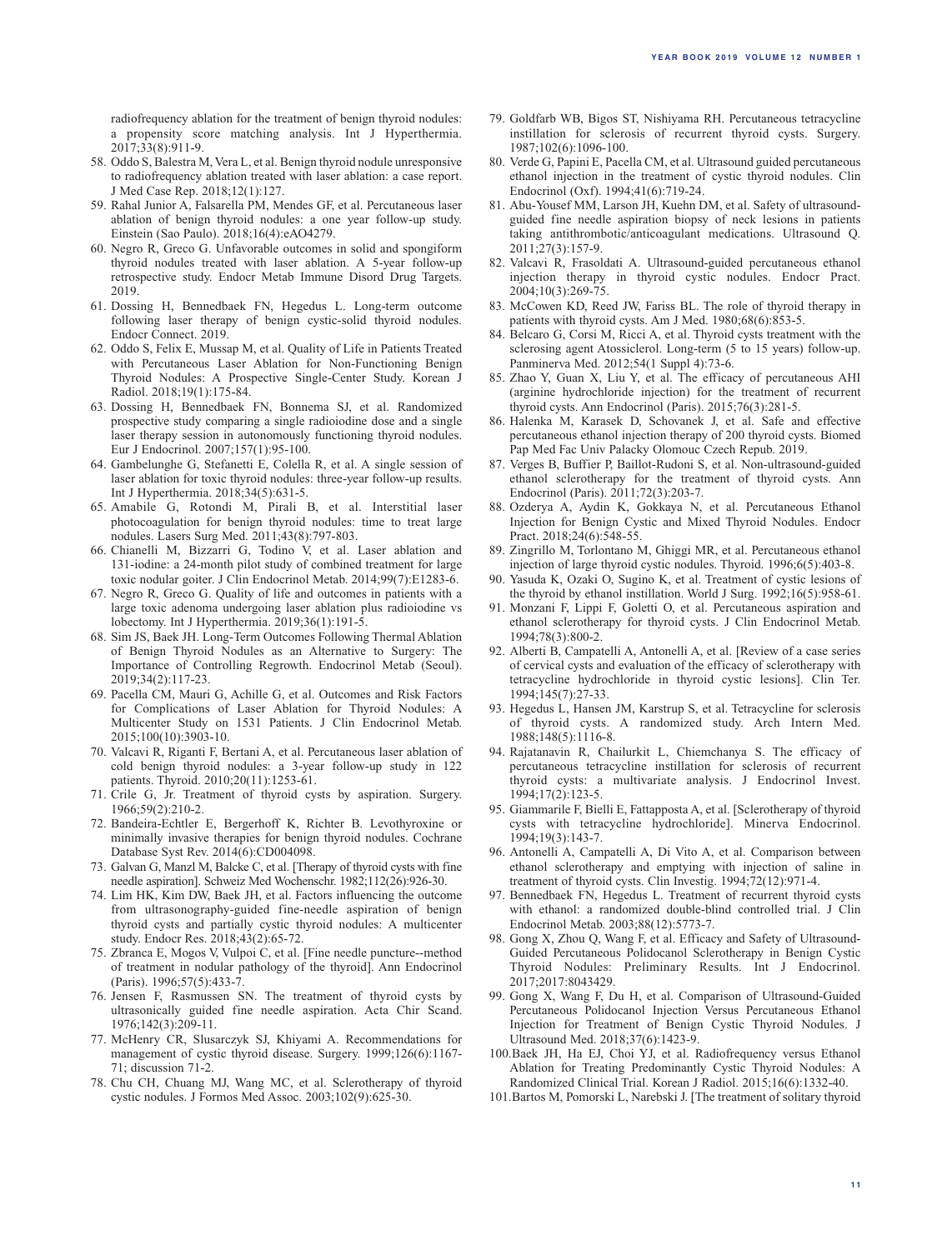radiofrequency ablation for the treatment of benign thyroid nodules: a propensity score matching analysis. Int J Hyperthermia. 2017;33(8):911-9.

58. Oddo S, Balestra M, Vera L, et al. Benign thyroid nodule unresponsive to radiofrequency ablation treated with laser ablation: a case report. J Med Case Rep. 2018;12(1):127.
59. Rahal Junior A, Falsarella PM, Mendes GF, et al. Percutaneous laser ablation of benign thyroid nodules: a one year follow-up study. Einstein (Sao Paulo). 2018;16(4):eAO4279.
60. Negro R, Greco G. Unfavorable outcomes in solid and spongiform thyroid nodules treated with laser ablation. A 5-year follow-up retrospective study. Endocr Metab Immune Disord Drug Targets. 2019.
61. Dossing H, Bennedbaek FN, Hegedus L. Long-term outcome following laser therapy of benign cystic-solid thyroid nodules. Endocr Connect. 2019.
62. Oddo S, Felix E, Mussap M, et al. Quality of Life in Patients Treated with Percutaneous Laser Ablation for Non-Functioning Benign Thyroid Nodules: A Prospective Single-Center Study. Korean J Radiol. 2018;19(1):175-84.
63. Dossing H, Bennedbaek FN, Bonnema SJ, et al. Randomized prospective study comparing a single radioiodine dose and a single laser therapy session in autonomously functioning thyroid nodules. Eur J Endocrinol. 2007;157(1):95-100.
64. Gambelunghe G, Stefanetti E, Colella R, et al. A single session of laser ablation for toxic thyroid nodules: three-year follow-up results. Int J Hyperthermia. 2018;34(5):631-5.
65. Amabile G, Rotondi M, Pirali B, et al. Interstitial laser photocoagulation for benign thyroid nodules: time to treat large nodules. Lasers Surg Med. 2011;43(8):797-803.
66. Chianelli M, Bizzarri G, Todino V, et al. Laser ablation and 131-iodine: a 24-month pilot study of combined treatment for large toxic nodular goiter. J Clin Endocrinol Metab. 2014;99(7):E1283-6.
67. Negro R, Greco G. Quality of life and outcomes in patients with a large toxic adenoma undergoing laser ablation plus radioiodine vs lobectomy. Int J Hyperthermia. 2019;36(1):191-5.
68. Sim JS, Baek JH. Long-Term Outcomes Following Thermal Ablation of Benign Thyroid Nodules as an Alternative to Surgery: The Importance of Controlling Regrowth. Endocrinol Metab (Seoul). 2019;34(2):117-23.
69. Pacella CM, Mauri G, Achille G, et al. Outcomes and Risk Factors for Complications of Laser Ablation for Thyroid Nodules: A Multicenter Study on 1531 Patients. J Clin Endocrinol Metab. 2015;100(10):3903-10.
70. Valcavi R, Riganti F, Bertani A, et al. Percutaneous laser ablation of cold benign thyroid nodules: a 3-year follow-up study in 122 patients. Thyroid. 2010;20(11):1253-61.
71. Crile G, Jr. Treatment of thyroid cysts by aspiration. Surgery. 1966;59(2):210-2.
72. Bandeira-Echtler E, Bergerhoff K, Richter B. Levothyroxine or minimally invasive therapies for benign thyroid nodules. Cochrane Database Syst Rev. 2014(6):CD004098.
73. Galvan G, Manzl M, Balcke C, et al. [Therapy of thyroid cysts with fine needle aspiration]. Schweiz Med Wochenschr. 1982;112(26):926-30.
74. Lim HK, Kim DW, Baek JH, et al. Factors influencing the outcome from ultrasonography-guided fine-needle aspiration of benign thyroid cysts and partially cystic thyroid nodules: A multicenter study. Endocr Res. 2018;43(2):65-72.
75. Zbranca E, Mogos V, Vulpoi C, et al. [Fine needle puncture--method of treatment in nodular pathology of the thyroid]. Ann Endocrinol (Paris). 1996;57(5):433-7.
76. Jensen F, Rasmussen SN. The treatment of thyroid cysts by ultrasonically guided fine needle aspiration. Acta Chir Scand. 1976;142(3):209-11.
77. McHenry CR, Slusarczyk SJ, Khiyami A. Recommendations for management of cystic thyroid disease. Surgery. 1999;126(6):1167-71; discussion 71-2.
78. Chu CH, Chuang MJ, Wang MC, et al. Sclerotherapy of thyroid cystic nodules. J Formos Med Assoc. 2003;102(9):625-30.
79. Goldfarb WB, Bigos ST, Nishiyama RH. Percutaneous tetracycline instillation for sclerosis of recurrent thyroid cysts. Surgery. 1987;102(6):1096-100.
80. Verde G, Papini E, Pacella CM, et al. Ultrasound guided percutaneous ethanol injection in the treatment of cystic thyroid nodules. Clin Endocrinol (Oxf). 1994;41(6):719-24.
81. Abu-Yousef MM, Larson JH, Kuehn DM, et al. Safety of ultrasound-guided fine needle aspiration biopsy of neck lesions in patients taking antithrombotic/anticoagulant medications. Ultrasound Q. 2011;27(3):157-9.
82. Valcavi R, Frasoldati A. Ultrasound-guided percutaneous ethanol injection therapy in thyroid cystic nodules. Endocr Pract. 2004;10(3):269-75.
83. McCowen KD, Reed JW, Fariss BL. The role of thyroid therapy in patients with thyroid cysts. Am J Med. 1980;68(6):853-5.
84. Belcaro G, Corsi M, Ricci A, et al. Thyroid cysts treatment with the sclerosing agent Atossiclerol. Long-term (5 to 15 years) follow-up. Panminerva Med. 2012;54(1 Suppl 4):73-6.
85. Zhao Y, Guan X, Liu Y, et al. The efficacy of percutaneous AHI (arginine hydrochloride injection) for the treatment of recurrent thyroid cysts. Ann Endocrinol (Paris). 2015;76(3):281-5.
86. Halenka M, Karasek D, Schovanek J, et al. Safe and effective percutaneous ethanol injection therapy of 200 thyroid cysts. Biomed Pap Med Fac Univ Palacky Olomouc Czech Repub. 2019.
87. Verges B, Buffier P, Baillot-Rudoni S, et al. Non-ultrasound-guided ethanol sclerotherapy for the treatment of thyroid cysts. Ann Endocrinol (Paris). 2011;72(3):203-7.
88. Ozderya A, Aydin K, Gokkaya N, et al. Percutaneous Ethanol Injection for Benign Cystic and Mixed Thyroid Nodules. Endocr Pract. 2018;24(6):548-55.
89. Zingrillo M, Torlontano M, Ghiggi MR, et al. Percutaneous ethanol injection of large thyroid cystic nodules. Thyroid. 1996;6(5):403-8.
90. Yasuda K, Ozaki O, Sugino K, et al. Treatment of cystic lesions of the thyroid by ethanol instillation. World J Surg. 1992;16(5):958-61.
91. Monzani F, Lippi F, Goletti O, et al. Percutaneous aspiration and ethanol sclerotherapy for thyroid cysts. J Clin Endocrinol Metab. 1994;78(3):800-2.
92. Alberti B, Campatelli A, Antonelli A, et al. [Review of a case series of cervical cysts and evaluation of the efficacy of sclerotherapy with tetracycline hydrochloride in thyroid cystic lesions]. Clin Ter. 1994;145(7):27-33.
93. Hegedus L, Hansen JM, Karstrup S, et al. Tetracycline for sclerosis of thyroid cysts. A randomized study. Arch Intern Med. 1988;148(5):1116-8.
94. Rajatanavin R, Chailurkit L, Chiemchanya S. The efficacy of percutaneous tetracycline instillation for sclerosis of recurrent thyroid cysts: a multivariate analysis. J Endocrinol Invest. 1994;17(2):123-5.
95. Giammarile F, Bielli E, Fattapposta A, et al. [Sclerotherapy of thyroid cysts with tetracycline hydrochloride]. Minerva Endocrinol. 1994;19(3):143-7.
96. Antonelli A, Campatelli A, Di Vito A, et al. Comparison between ethanol sclerotherapy and emptying with injection of saline in treatment of thyroid cysts. Clin Investig. 1994;72(12):971-4.
97. Bennedbaek FN, Hegedus L. Treatment of recurrent thyroid cysts with ethanol: a randomized double-blind controlled trial. J Clin Endocrinol Metab. 2003;88(12):5773-7.
98. Gong X, Zhou Q, Wang F, et al. Efficacy and Safety of Ultrasound-Guided Percutaneous Polidocanol Sclerotherapy in Benign Cystic Thyroid Nodules: Preliminary Results. Int J Endocrinol. 2017;2017:8043429.
99. Gong X, Wang F, Du H, et al. Comparison of Ultrasound-Guided Percutaneous Polidocanol Injection Versus Percutaneous Ethanol Injection for Treatment of Benign Cystic Thyroid Nodules. J Ultrasound Med. 2018;37(6):1423-9.
100. Baek JH, Ha EJ, Choi YJ, et al. Radiofrequency versus Ethanol Ablation for Treating Predominantly Cystic Thyroid Nodules: A Randomized Clinical Trial. Korean J Radiol. 2015;16(6):1332-40.
101. Bartos M, Pomorski L, Narebski J. [The treatment of solitary thyroid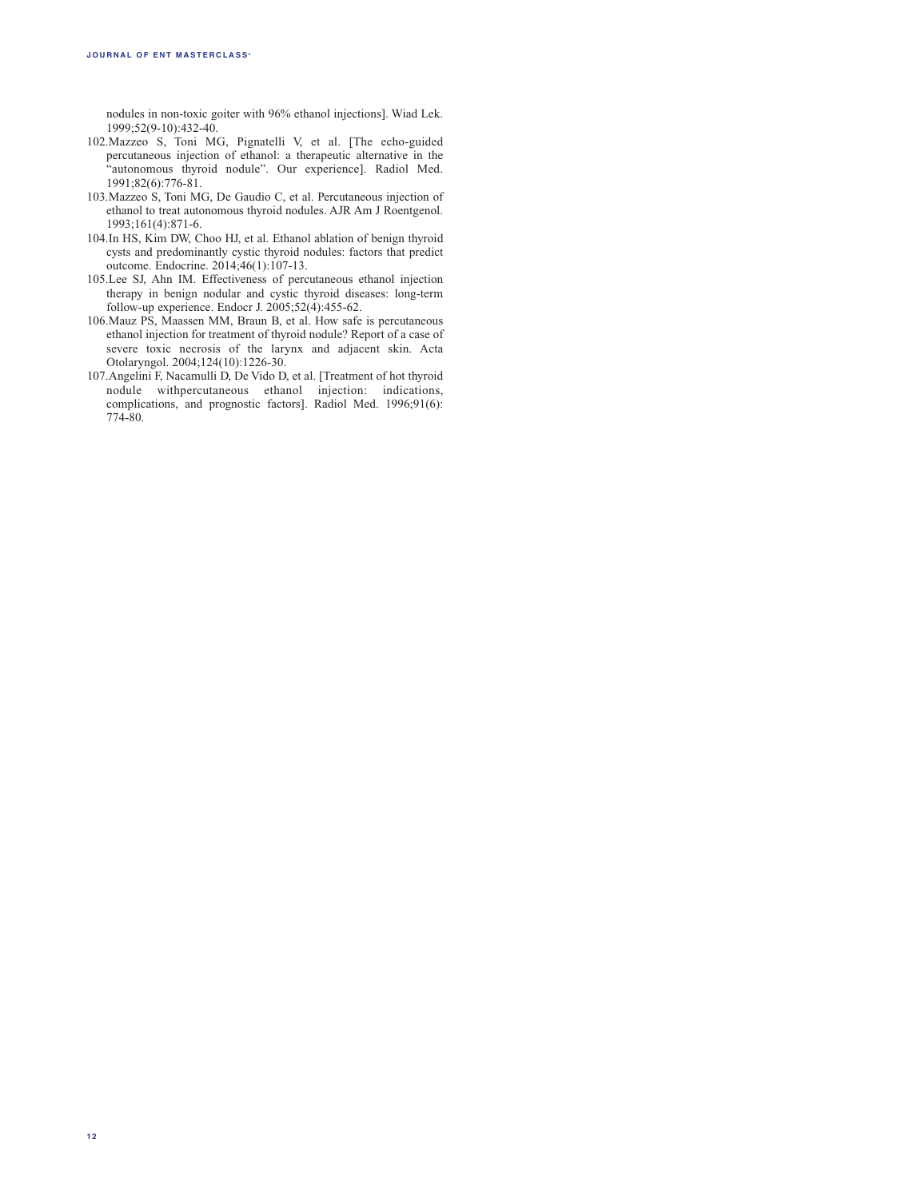nodules in non-toxic goiter with 96% ethanol injections]. Wiad Lek. 1999;52(9-10):432-40.

102. Mazzeo S, Toni MG, Pignatelli V, et al. [The echo-guided percutaneous injection of ethanol: a therapeutic alternative in the "autonomous thyroid nodule". Our experience]. Radiol Med. 1991;82(6):776-81.
103. Mazzeo S, Toni MG, De Gaudio C, et al. Percutaneous injection of ethanol to treat autonomous thyroid nodules. AJR Am J Roentgenol. 1993;161(4):871-6.
104. In HS, Kim DW, Choo HJ, et al. Ethanol ablation of benign thyroid cysts and predominantly cystic thyroid nodules: factors that predict outcome. Endocrine. 2014;46(1):107-13.
105. Lee SJ, Ahn IM. Effectiveness of percutaneous ethanol injection therapy in benign nodular and cystic thyroid diseases: long-term follow-up experience. Endocr J. 2005;52(4):455-62.
106. Mauz PS, Maassen MM, Braun B, et al. How safe is percutaneous ethanol injection for treatment of thyroid nodule? Report of a case of severe toxic necrosis of the larynx and adjacent skin. Acta Otolaryngol. 2004;124(10):1226-30.
107. Angelini F, Nacamulli D, De Vido D, et al. [Treatment of hot thyroid nodule withpercutaneous ethanol injection: indications, complications, and prognostic factors]. Radiol Med. 1996;91(6): 774-80.